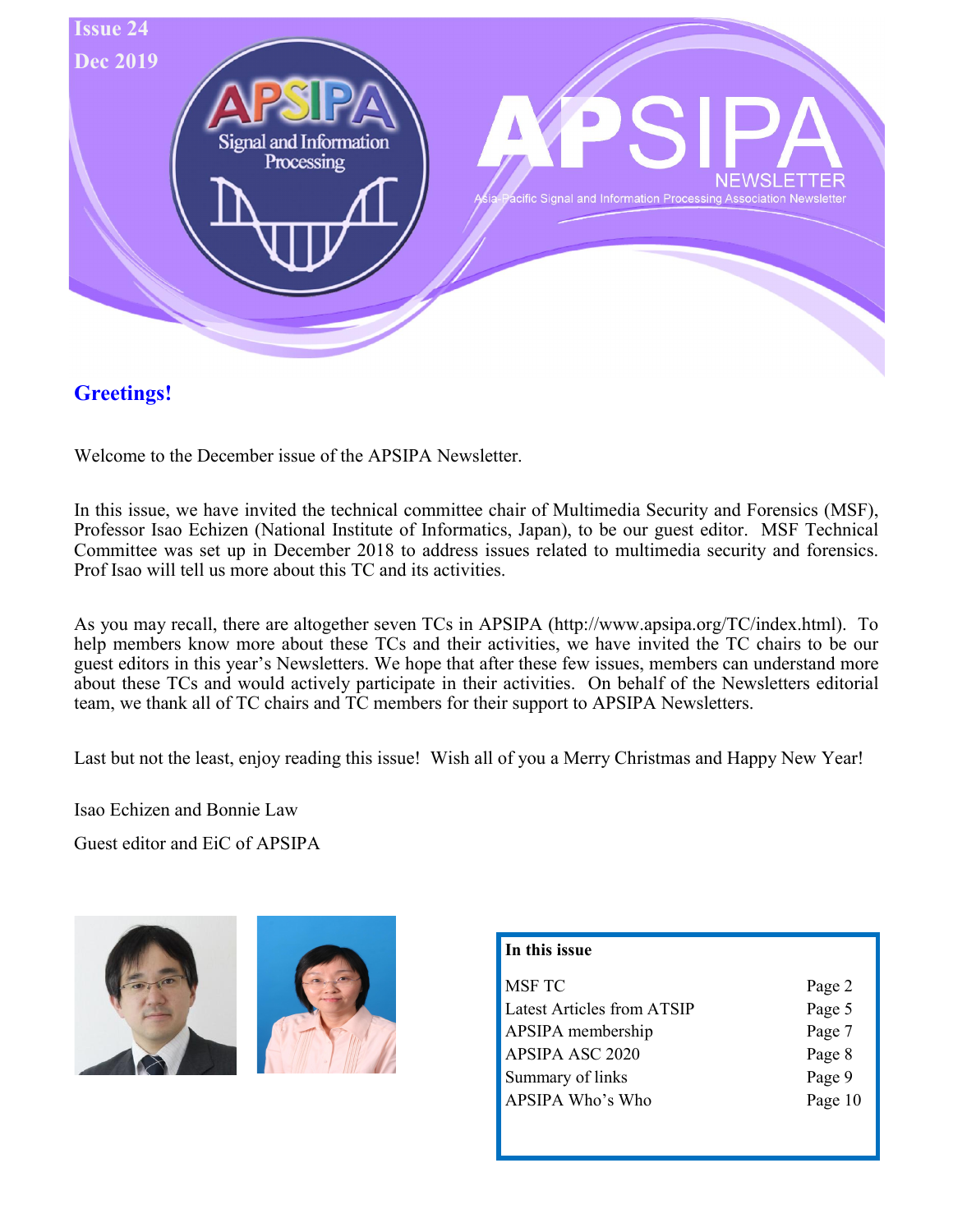Issue 24

Dec 2019

# APSIPA NEWSLETTER

Asia-Pacific Signal and Information Processing Association Newsletter

## Greetings!

Welcome to the December issue of the APSIPA Newsletter.

In this issue, we have invited the technical committee chair of Multimedia Security and Forensics (MSF), Professor Isao Echizen (National Institute of Informatics, Japan), to be our guest editor. MSF Technical Committee was set up in December 2018 to address issues related to multimedia security and forensics. Prof Isao will tell us more about this TC and its activities.

As you may recall, there are altogether seven TCs in APSIPA (http://www.apsipa.org/TC/index.html). To help members know more about these TCs and their activities, we have invited the TC chairs to be our guest editors in this year's Newsletters. We hope that after these few issues, members can understand more about these TCs and would actively participate in their activities. On behalf of the Newsletters editorial team, we thank all of TC chairs and TC members for their support to APSIPA Newsletters.

Last but not the least, enjoy reading this issue! Wish all of you a Merry Christmas and Happy New Year!

Isao Echizen and Bonnie Law

Guest editor and EiC of APSIPA

| In this issue | |
|---|---|
| MSF TC | Page 2 |
| Latest Articles from ATSIP | Page 5 |
| APSIPA membership | Page 7 |
| APSIPA ASC 2020 | Page 8 |
| Summary of links | Page 9 |
| APSIPA Who's Who | Page 10 |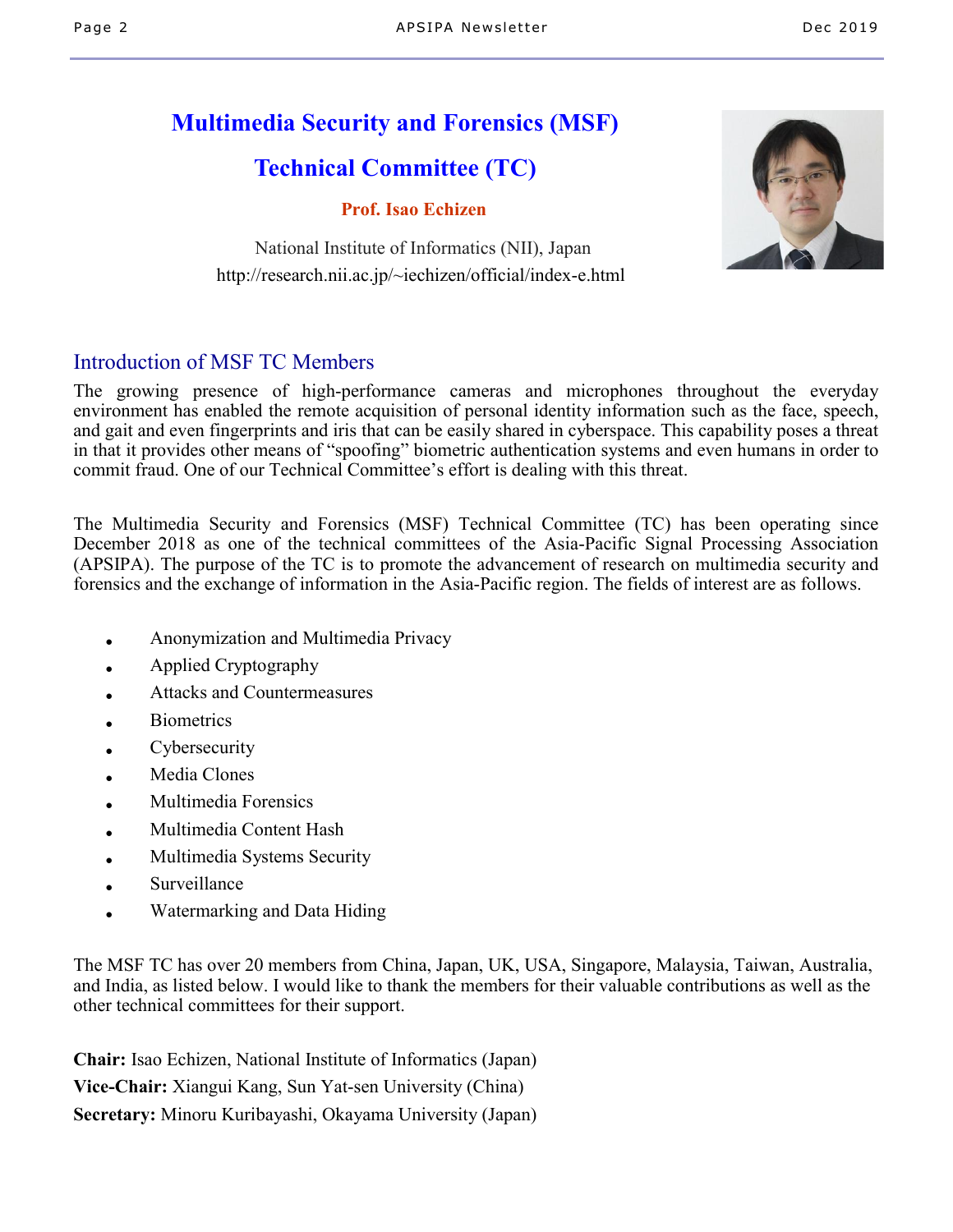# Multimedia Security and Forensics (MSF) Technical Committee (TC)

**Prof. Isao Echizen**

National Institute of Informatics (NII), Japan
http://research.nii.ac.jp/~iechizen/official/index-e.html

## Introduction of MSF TC Members

The growing presence of high-performance cameras and microphones throughout the everyday environment has enabled the remote acquisition of personal identity information such as the face, speech, and gait and even fingerprints and iris that can be easily shared in cyberspace. This capability poses a threat in that it provides other means of "spoofing" biometric authentication systems and even humans in order to commit fraud. One of our Technical Committee's effort is dealing with this threat.

The Multimedia Security and Forensics (MSF) Technical Committee (TC) has been operating since December 2018 as one of the technical committees of the Asia-Pacific Signal Processing Association (APSIPA). The purpose of the TC is to promote the advancement of research on multimedia security and forensics and the exchange of information in the Asia-Pacific region. The fields of interest are as follows.

- Anonymization and Multimedia Privacy
- Applied Cryptography
- Attacks and Countermeasures
- Biometrics
- Cybersecurity
- Media Clones
- Multimedia Forensics
- Multimedia Content Hash
- Multimedia Systems Security
- Surveillance
- Watermarking and Data Hiding

The MSF TC has over 20 members from China, Japan, UK, USA, Singapore, Malaysia, Taiwan, Australia, and India, as listed below. I would like to thank the members for their valuable contributions as well as the other technical committees for their support.

**Chair:** Isao Echizen, National Institute of Informatics (Japan)
**Vice-Chair:** Xiangui Kang, Sun Yat-sen University (China)
**Secretary:** Minoru Kuribayashi, Okayama University (Japan)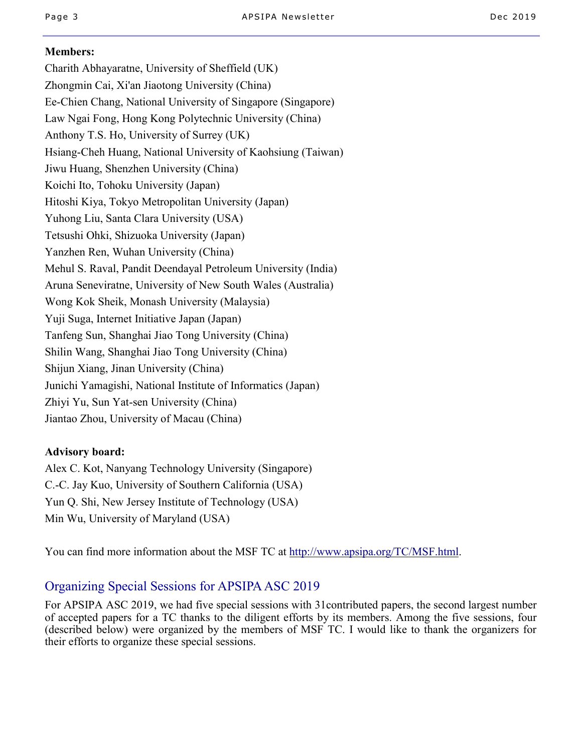**Members:**

Charith Abhayaratne, University of Sheffield (UK)
Zhongmin Cai, Xi'an Jiaotong University (China)
Ee-Chien Chang, National University of Singapore (Singapore)
Law Ngai Fong, Hong Kong Polytechnic University (China)
Anthony T.S. Ho, University of Surrey (UK)
Hsiang-Cheh Huang, National University of Kaohsiung (Taiwan)
Jiwu Huang, Shenzhen University (China)
Koichi Ito, Tohoku University (Japan)
Hitoshi Kiya, Tokyo Metropolitan University (Japan)
Yuhong Liu, Santa Clara University (USA)
Tetsushi Ohki, Shizuoka University (Japan)
Yanzhen Ren, Wuhan University (China)
Mehul S. Raval, Pandit Deendayal Petroleum University (India)
Aruna Seneviratne, University of New South Wales (Australia)
Wong Kok Sheik, Monash University (Malaysia)
Yuji Suga, Internet Initiative Japan (Japan)
Tanfeng Sun, Shanghai Jiao Tong University (China)
Shilin Wang, Shanghai Jiao Tong University (China)
Shijun Xiang, Jinan University (China)
Junichi Yamagishi, National Institute of Informatics (Japan)
Zhiyi Yu, Sun Yat-sen University (China)
Jiantao Zhou, University of Macau (China)

**Advisory board:**

Alex C. Kot, Nanyang Technology University (Singapore)
C.-C. Jay Kuo, University of Southern California (USA)
Yun Q. Shi, New Jersey Institute of Technology (USA)
Min Wu, University of Maryland (USA)

You can find more information about the MSF TC at http://www.apsipa.org/TC/MSF.html.

## Organizing Special Sessions for APSIPA ASC 2019

For APSIPA ASC 2019, we had five special sessions with 31contributed papers, the second largest number of accepted papers for a TC thanks to the diligent efforts by its members. Among the five sessions, four (described below) were organized by the members of MSF TC. I would like to thank the organizers for their efforts to organize these special sessions.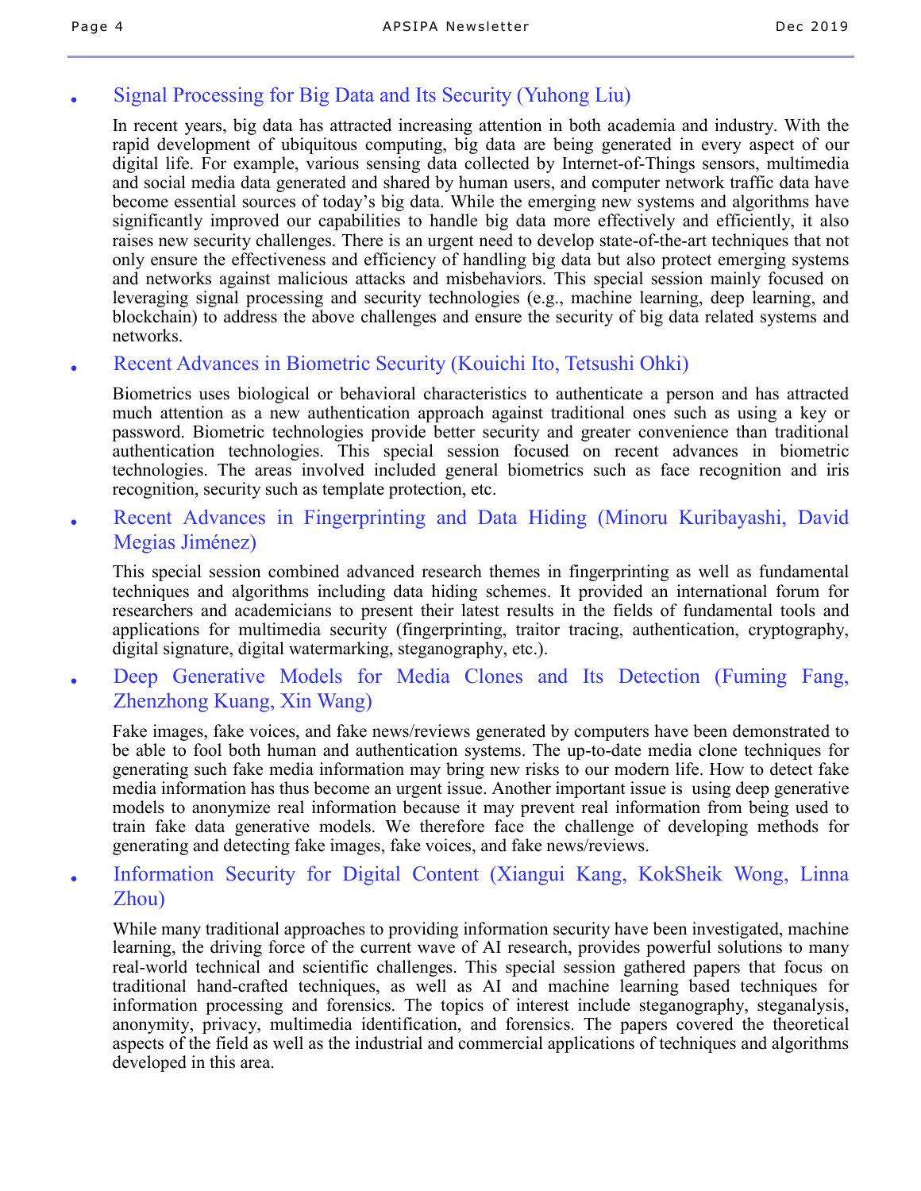- Signal Processing for Big Data and Its Security (Yuhong Liu)

  In recent years, big data has attracted increasing attention in both academia and industry. With the rapid development of ubiquitous computing, big data are being generated in every aspect of our digital life. For example, various sensing data collected by Internet-of-Things sensors, multimedia and social media data generated and shared by human users, and computer network traffic data have become essential sources of today's big data. While the emerging new systems and algorithms have significantly improved our capabilities to handle big data more effectively and efficiently, it also raises new security challenges. There is an urgent need to develop state-of-the-art techniques that not only ensure the effectiveness and efficiency of handling big data but also protect emerging systems and networks against malicious attacks and misbehaviors. This special session mainly focused on leveraging signal processing and security technologies (e.g., machine learning, deep learning, and blockchain) to address the above challenges and ensure the security of big data related systems and networks.

- Recent Advances in Biometric Security (Kouichi Ito, Tetsushi Ohki)

  Biometrics uses biological or behavioral characteristics to authenticate a person and has attracted much attention as a new authentication approach against traditional ones such as using a key or password. Biometric technologies provide better security and greater convenience than traditional authentication technologies. This special session focused on recent advances in biometric technologies. The areas involved included general biometrics such as face recognition and iris recognition, security such as template protection, etc.

- Recent Advances in Fingerprinting and Data Hiding (Minoru Kuribayashi, David Megias Jiménez)

  This special session combined advanced research themes in fingerprinting as well as fundamental techniques and algorithms including data hiding schemes. It provided an international forum for researchers and academicians to present their latest results in the fields of fundamental tools and applications for multimedia security (fingerprinting, traitor tracing, authentication, cryptography, digital signature, digital watermarking, steganography, etc.).

- Deep Generative Models for Media Clones and Its Detection (Fuming Fang, Zhenzhong Kuang, Xin Wang)

  Fake images, fake voices, and fake news/reviews generated by computers have been demonstrated to be able to fool both human and authentication systems. The up-to-date media clone techniques for generating such fake media information may bring new risks to our modern life. How to detect fake media information has thus become an urgent issue. Another important issue is using deep generative models to anonymize real information because it may prevent real information from being used to train fake data generative models. We therefore face the challenge of developing methods for generating and detecting fake images, fake voices, and fake news/reviews.

- Information Security for Digital Content (Xiangui Kang, KokSheik Wong, Linna Zhou)

  While many traditional approaches to providing information security have been investigated, machine learning, the driving force of the current wave of AI research, provides powerful solutions to many real-world technical and scientific challenges. This special session gathered papers that focus on traditional hand-crafted techniques, as well as AI and machine learning based techniques for information processing and forensics. The topics of interest include steganography, steganalysis, anonymity, privacy, multimedia identification, and forensics. The papers covered the theoretical aspects of the field as well as the industrial and commercial applications of techniques and algorithms developed in this area.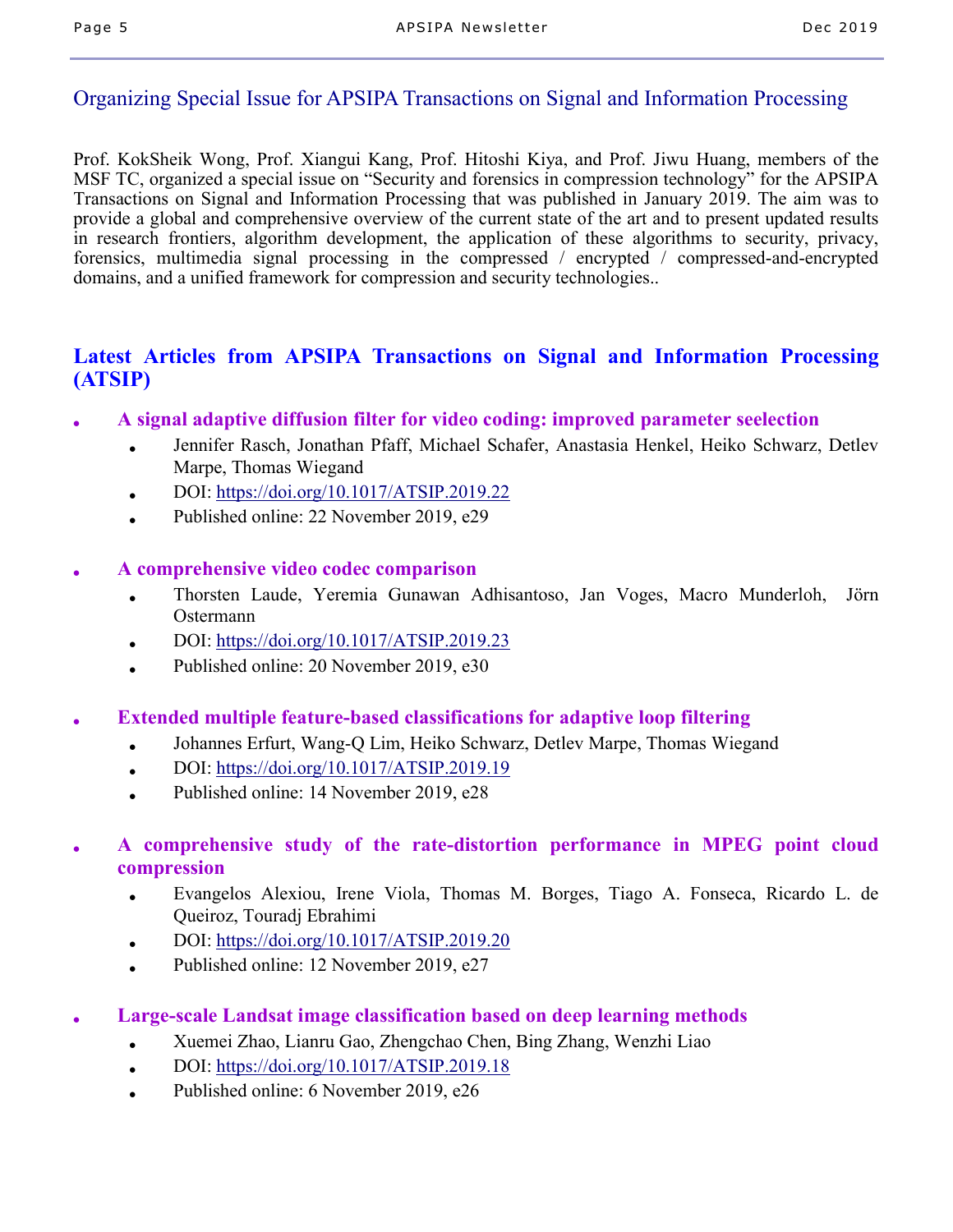## Organizing Special Issue for APSIPA Transactions on Signal and Information Processing

Prof. KokSheik Wong, Prof. Xiangui Kang, Prof. Hitoshi Kiya, and Prof. Jiwu Huang, members of the MSF TC, organized a special issue on "Security and forensics in compression technology" for the APSIPA Transactions on Signal and Information Processing that was published in January 2019. The aim was to provide a global and comprehensive overview of the current state of the art and to present updated results in research frontiers, algorithm development, the application of these algorithms to security, privacy, forensics, multimedia signal processing in the compressed / encrypted / compressed-and-encrypted domains, and a unified framework for compression and security technologies..

## Latest Articles from APSIPA Transactions on Signal and Information Processing (ATSIP)

- **A signal adaptive diffusion filter for video coding: improved parameter seelection**
  - Jennifer Rasch, Jonathan Pfaff, Michael Schafer, Anastasia Henkel, Heiko Schwarz, Detlev Marpe, Thomas Wiegand
  - DOI: https://doi.org/10.1017/ATSIP.2019.22
  - Published online: 22 November 2019, e29

- **A comprehensive video codec comparison**
  - Thorsten Laude, Yeremia Gunawan Adhisantoso, Jan Voges, Macro Munderloh, Jörn Ostermann
  - DOI: https://doi.org/10.1017/ATSIP.2019.23
  - Published online: 20 November 2019, e30

- **Extended multiple feature-based classifications for adaptive loop filtering**
  - Johannes Erfurt, Wang-Q Lim, Heiko Schwarz, Detlev Marpe, Thomas Wiegand
  - DOI: https://doi.org/10.1017/ATSIP.2019.19
  - Published online: 14 November 2019, e28

- **A comprehensive study of the rate-distortion performance in MPEG point cloud compression**
  - Evangelos Alexiou, Irene Viola, Thomas M. Borges, Tiago A. Fonseca, Ricardo L. de Queiroz, Touradj Ebrahimi
  - DOI: https://doi.org/10.1017/ATSIP.2019.20
  - Published online: 12 November 2019, e27

- **Large-scale Landsat image classification based on deep learning methods**
  - Xuemei Zhao, Lianru Gao, Zhengchao Chen, Bing Zhang, Wenzhi Liao
  - DOI: https://doi.org/10.1017/ATSIP.2019.18
  - Published online: 6 November 2019, e26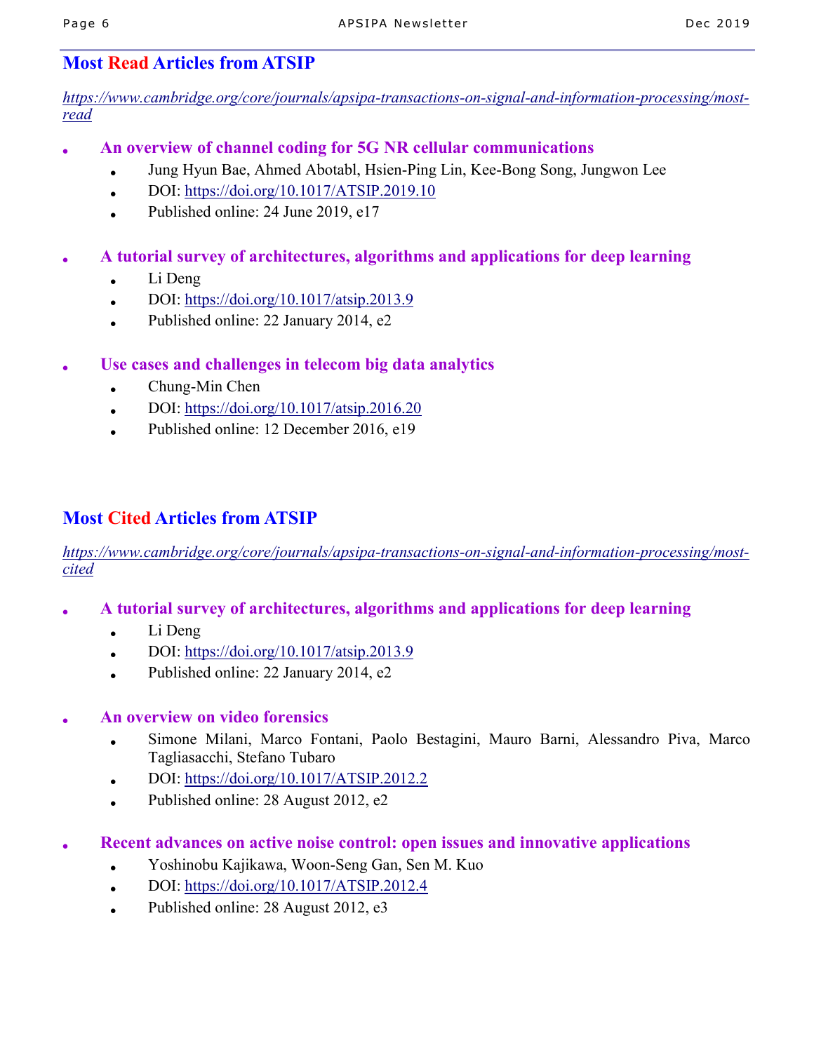## Most Read Articles from ATSIP

*https://www.cambridge.org/core/journals/apsipa-transactions-on-signal-and-information-processing/most-read*

- **An overview of channel coding for 5G NR cellular communications**
  - Jung Hyun Bae, Ahmed Abotabl, Hsien-Ping Lin, Kee-Bong Song, Jungwon Lee
  - DOI: https://doi.org/10.1017/ATSIP.2019.10
  - Published online: 24 June 2019, e17

- **A tutorial survey of architectures, algorithms and applications for deep learning**
  - Li Deng
  - DOI: https://doi.org/10.1017/atsip.2013.9
  - Published online: 22 January 2014, e2

- **Use cases and challenges in telecom big data analytics**
  - Chung-Min Chen
  - DOI: https://doi.org/10.1017/atsip.2016.20
  - Published online: 12 December 2016, e19

## Most Cited Articles from ATSIP

*https://www.cambridge.org/core/journals/apsipa-transactions-on-signal-and-information-processing/most-cited*

- **A tutorial survey of architectures, algorithms and applications for deep learning**
  - Li Deng
  - DOI: https://doi.org/10.1017/atsip.2013.9
  - Published online: 22 January 2014, e2

- **An overview on video forensics**
  - Simone Milani, Marco Fontani, Paolo Bestagini, Mauro Barni, Alessandro Piva, Marco Tagliasacchi, Stefano Tubaro
  - DOI: https://doi.org/10.1017/ATSIP.2012.2
  - Published online: 28 August 2012, e2

- **Recent advances on active noise control: open issues and innovative applications**
  - Yoshinobu Kajikawa, Woon-Seng Gan, Sen M. Kuo
  - DOI: https://doi.org/10.1017/ATSIP.2012.4
  - Published online: 28 August 2012, e3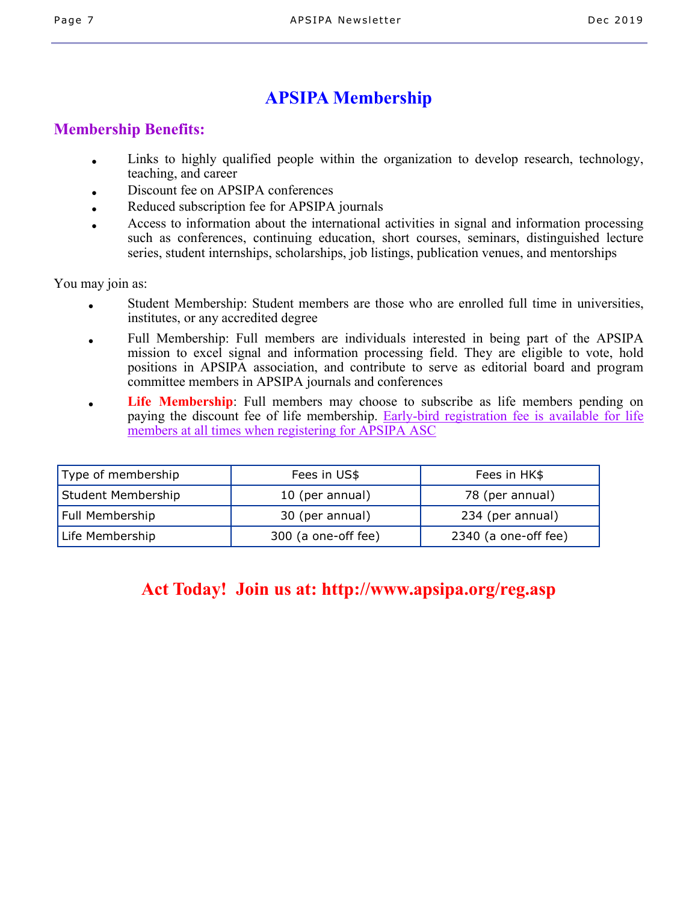# APSIPA Membership

## Membership Benefits:

- Links to highly qualified people within the organization to develop research, technology, teaching, and career
- Discount fee on APSIPA conferences
- Reduced subscription fee for APSIPA journals
- Access to information about the international activities in signal and information processing such as conferences, continuing education, short courses, seminars, distinguished lecture series, student internships, scholarships, job listings, publication venues, and mentorships

You may join as:

- Student Membership: Student members are those who are enrolled full time in universities, institutes, or any accredited degree
- Full Membership: Full members are individuals interested in being part of the APSIPA mission to excel signal and information processing field. They are eligible to vote, hold positions in APSIPA association, and contribute to serve as editorial board and program committee members in APSIPA journals and conferences
- **Life Membership**: Full members may choose to subscribe as life members pending on paying the discount fee of life membership. Early-bird registration fee is available for life members at all times when registering for APSIPA ASC

| Type of membership | Fees in US$ | Fees in HK$ |
|---|---|---|
| Student Membership | 10 (per annual) | 78 (per annual) |
| Full Membership | 30 (per annual) | 234 (per annual) |
| Life Membership | 300 (a one-off fee) | 2340 (a one-off fee) |

**Act Today! Join us at: http://www.apsipa.org/reg.asp**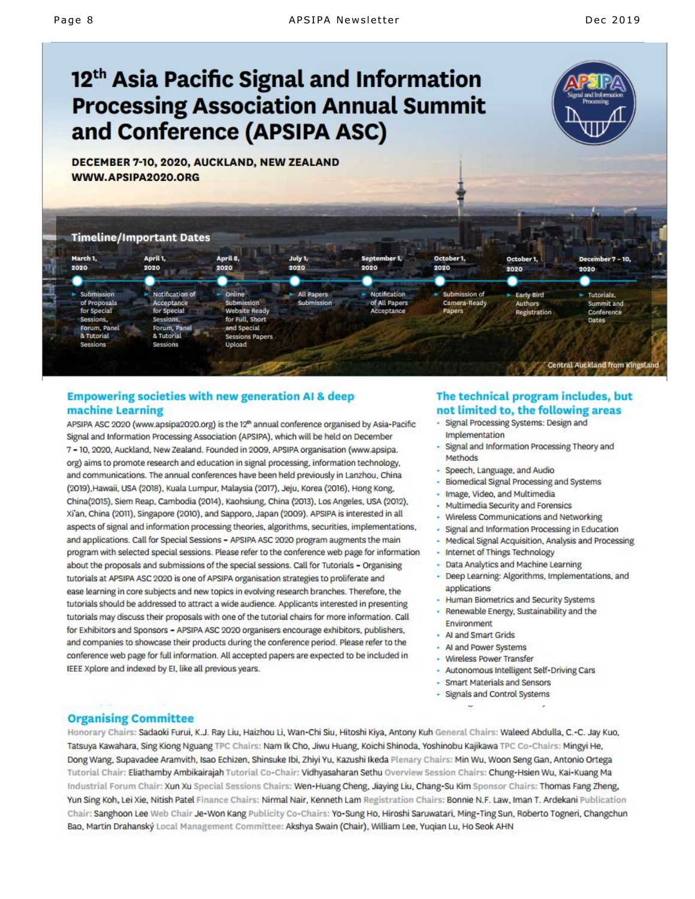# 12th Asia Pacific Signal and Information Processing Association Annual Summit and Conference (APSIPA ASC)

**DECEMBER 7-10, 2020, AUCKLAND, NEW ZEALAND**
**WWW.APSIPA2020.ORG**

## Timeline/Important Dates

- **March 1, 2020** – Submission of Proposals for Special Sessions, Forum, Panel & Tutorial Sessions
- **April 1, 2020** – Notification of Acceptance for Special Sessions, Forum, Panel & Tutorial Sessions
- **April 8, 2020** – Online Submission Website Ready for Full, Short and Special Sessions Papers Upload
- **July 1, 2020** – All Papers Submission
- **September 1, 2020** – Notification of All Papers Acceptance
- **October 1, 2020** – Submission of Camera-Ready Papers
- **October 1, 2020** – Early Bird Authors Registration
- **December 7 - 10, 2020** – Tutorials, Summit and Conference Dates

Central Auckland from Kingsland

## Empowering societies with new generation AI & deep machine Learning

APSIPA ASC 2020 (www.apsipa2020.org) is the 12th annual conference organised by Asia-Pacific Signal and Information Processing Association (APSIPA), which will be held on December 7 – 10, 2020, Auckland, New Zealand. Founded in 2009, APSIPA organisation (www.apsipa.org) aims to promote research and education in signal processing, information technology, and communications. The annual conferences have been held previously in Lanzhou, China (2019), Hawaii, USA (2018), Kuala Lumpur, Malaysia (2017), Jeju, Korea (2016), Hong Kong, China(2015), Siem Reap, Cambodia (2014), Kaohsiung, China (2013), Los Angeles, USA (2012), Xi'an, China (2011), Singapore (2010), and Sapporo, Japan (2009). APSIPA is interested in all aspects of signal and information processing theories, algorithms, securities, implementations, and applications. Call for Special Sessions – APSIPA ASC 2020 program augments the main program with selected special sessions. Please refer to the conference web page for information about the proposals and submissions of the special sessions. Call for Tutorials – Organising tutorials at APSIPA ASC 2020 is one of APSIPA organisation strategies to proliferate and ease learning in core subjects and new topics in evolving research branches. Therefore, the tutorials should be addressed to attract a wide audience. Applicants interested in presenting tutorials may discuss their proposals with one of the tutorial chairs for more information. Call for Exhibitors and Sponsors – APSIPA ASC 2020 organisers encourage exhibitors, publishers, and companies to showcase their products during the conference period. Please refer to the conference web page for full information. All accepted papers are expected to be included in IEEE Xplore and indexed by EI, like all previous years.

## The technical program includes, but not limited to, the following areas

- Signal Processing Systems: Design and Implementation
- Signal and Information Processing Theory and Methods
- Speech, Language, and Audio
- Biomedical Signal Processing and Systems
- Image, Video, and Multimedia
- Multimedia Security and Forensics
- Wireless Communications and Networking
- Signal and Information Processing in Education
- Medical Signal Acquisition, Analysis and Processing
- Internet of Things Technology
- Data Analytics and Machine Learning
- Deep Learning: Algorithms, Implementations, and applications
- Human Biometrics and Security Systems
- Renewable Energy, Sustainability and the Environment
- AI and Smart Grids
- AI and Power Systems
- Wireless Power Transfer
- Autonomous Intelligent Self-Driving Cars
- Smart Materials and Sensors
- Signals and Control Systems

## Organising Committee

Honorary Chairs: Sadaoki Furui, K.J. Ray Liu, Haizhou Li, Wan-Chi Siu, Hitoshi Kiya, Antony Kuh General Chairs: Waleed Abdulla, C.-C. Jay Kuo, Tatsuya Kawahara, Sing Kiong Nguang TPC Chairs: Nam Ik Cho, Jiwu Huang, Koichi Shinoda, Yoshinobu Kajikawa TPC Co-Chairs: Mingyi He, Dong Wang, Supavadee Aramvith, Isao Echizen, Shinsuke Ibi, Zhiyi Yu, Kazushi Ikeda Plenary Chairs: Min Wu, Woon Seng Gan, Antonio Ortega Tutorial Chair: Eliathamby Ambikairajah Tutorial Co-Chair: Vidhyasaharan Sethu Overview Session Chairs: Chung-Hsien Wu, Kai-Kuang Ma Industrial Forum Chair: Xun Xu Special Sessions Chairs: Wen-Huang Cheng, Jiaying Liu, Chang-Su Kim Sponsor Chairs: Thomas Fang Zheng, Yun Sing Koh, Lei Xie, Nitish Patel Finance Chairs: Nirmal Nair, Kenneth Lam Registration Chairs: Bonnie N.F. Law, Iman T. Ardekani Publication Chair: Sanghoon Lee Web Chair Je-Won Kang Publicity Co-Chairs: Yo-Sung Ho, Hiroshi Saruwatari, Ming-Ting Sun, Roberto Togneri, Changchun Bao, Martin Drahanský Local Management Committee: Akshya Swain (Chair), William Lee, Yuqian Lu, Ho Seok AHN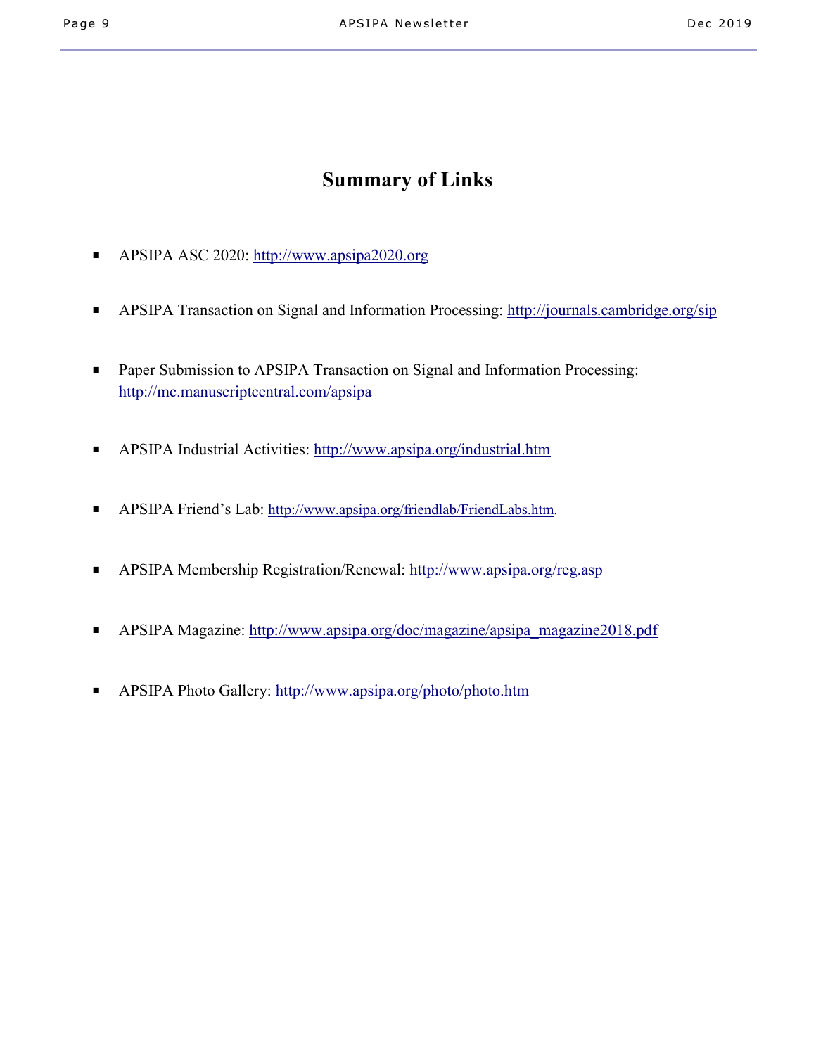# Summary of Links

- APSIPA ASC 2020: http://www.apsipa2020.org

- APSIPA Transaction on Signal and Information Processing: http://journals.cambridge.org/sip

- Paper Submission to APSIPA Transaction on Signal and Information Processing: http://mc.manuscriptcentral.com/apsipa

- APSIPA Industrial Activities: http://www.apsipa.org/industrial.htm

- APSIPA Friend's Lab: http://www.apsipa.org/friendlab/FriendLabs.htm.

- APSIPA Membership Registration/Renewal: http://www.apsipa.org/reg.asp

- APSIPA Magazine: http://www.apsipa.org/doc/magazine/apsipa_magazine2018.pdf

- APSIPA Photo Gallery: http://www.apsipa.org/photo/photo.htm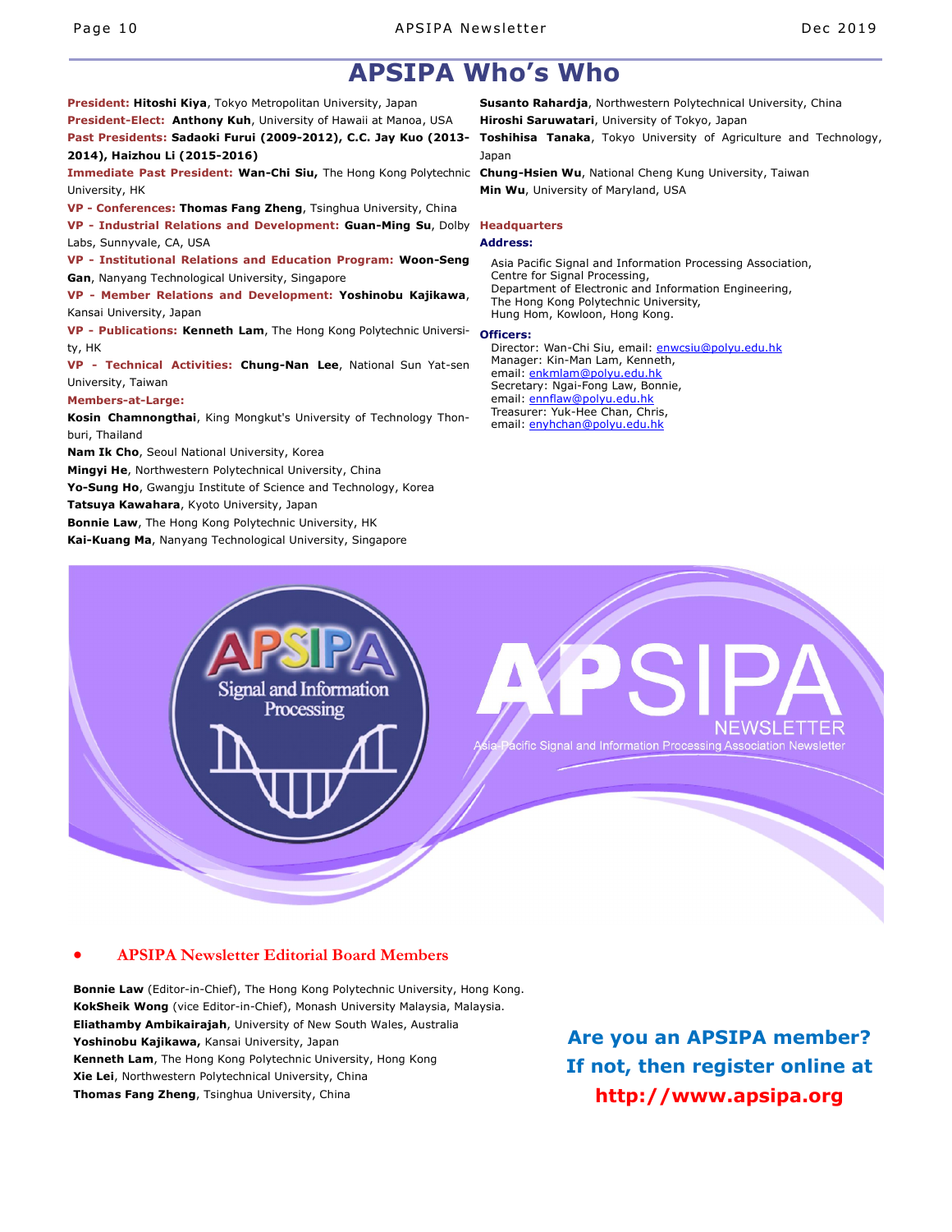# APSIPA Who's Who

**President:** **Hitoshi Kiya**, Tokyo Metropolitan University, Japan
**President-Elect:** **Anthony Kuh**, University of Hawaii at Manoa, USA
**Past Presidents:** **Sadaoki Furui (2009-2012), C.C. Jay Kuo (2013-2014), Haizhou Li (2015-2016)**
**Immediate Past President:** **Wan-Chi Siu,** The Hong Kong Polytechnic University, HK
**VP - Conferences:** **Thomas Fang Zheng**, Tsinghua University, China
**VP - Industrial Relations and Development:** **Guan-Ming Su**, Dolby Labs, Sunnyvale, CA, USA
**VP - Institutional Relations and Education Program:** **Woon-Seng Gan**, Nanyang Technological University, Singapore
**VP - Member Relations and Development:** **Yoshinobu Kajikawa**, Kansai University, Japan
**VP - Publications:** **Kenneth Lam**, The Hong Kong Polytechnic University, HK
**VP - Technical Activities:** **Chung-Nan Lee**, National Sun Yat-sen University, Taiwan

**Members-at-Large:**

**Kosin Chamnongthai**, King Mongkut's University of Technology Thonburi, Thailand
**Nam Ik Cho**, Seoul National University, Korea
**Mingyi He**, Northwestern Polytechnical University, China
**Yo-Sung Ho**, Gwangju Institute of Science and Technology, Korea
**Tatsuya Kawahara**, Kyoto University, Japan
**Bonnie Law**, The Hong Kong Polytechnic University, HK
**Kai-Kuang Ma**, Nanyang Technological University, Singapore
**Susanto Rahardja**, Northwestern Polytechnical University, China
**Hiroshi Saruwatari**, University of Tokyo, Japan
**Toshihisa Tanaka**, Tokyo University of Agriculture and Technology, Japan
**Chung-Hsien Wu**, National Cheng Kung University, Taiwan
**Min Wu**, University of Maryland, USA

**Headquarters**

**Address:**

Asia Pacific Signal and Information Processing Association,
Centre for Signal Processing,
Department of Electronic and Information Engineering,
The Hong Kong Polytechnic University,
Hung Hom, Kowloon, Hong Kong.

**Officers:**

Director: Wan-Chi Siu, email: enwcsiu@polyu.edu.hk
Manager: Kin-Man Lam, Kenneth,
email: enkmlam@polyu.edu.hk
Secretary: Ngai-Fong Law, Bonnie,
email: ennflaw@polyu.edu.hk
Treasurer: Yuk-Hee Chan, Chris,
email: enyhchan@polyu.edu.hk

APSIPA Signal and Information Processing

APSIPA NEWSLETTER
Asia-Pacific Signal and Information Processing Association Newsletter

- **APSIPA Newsletter Editorial Board Members**

**Bonnie Law** (Editor-in-Chief), The Hong Kong Polytechnic University, Hong Kong.
**KokSheik Wong** (vice Editor-in-Chief), Monash University Malaysia, Malaysia.
**Eliathamby Ambikairajah**, University of New South Wales, Australia
**Yoshinobu Kajikawa,** Kansai University, Japan
**Kenneth Lam**, The Hong Kong Polytechnic University, Hong Kong
**Xie Lei**, Northwestern Polytechnical University, China
**Thomas Fang Zheng**, Tsinghua University, China

**Are you an APSIPA member?**
**If not, then register online at**
**http://www.apsipa.org**